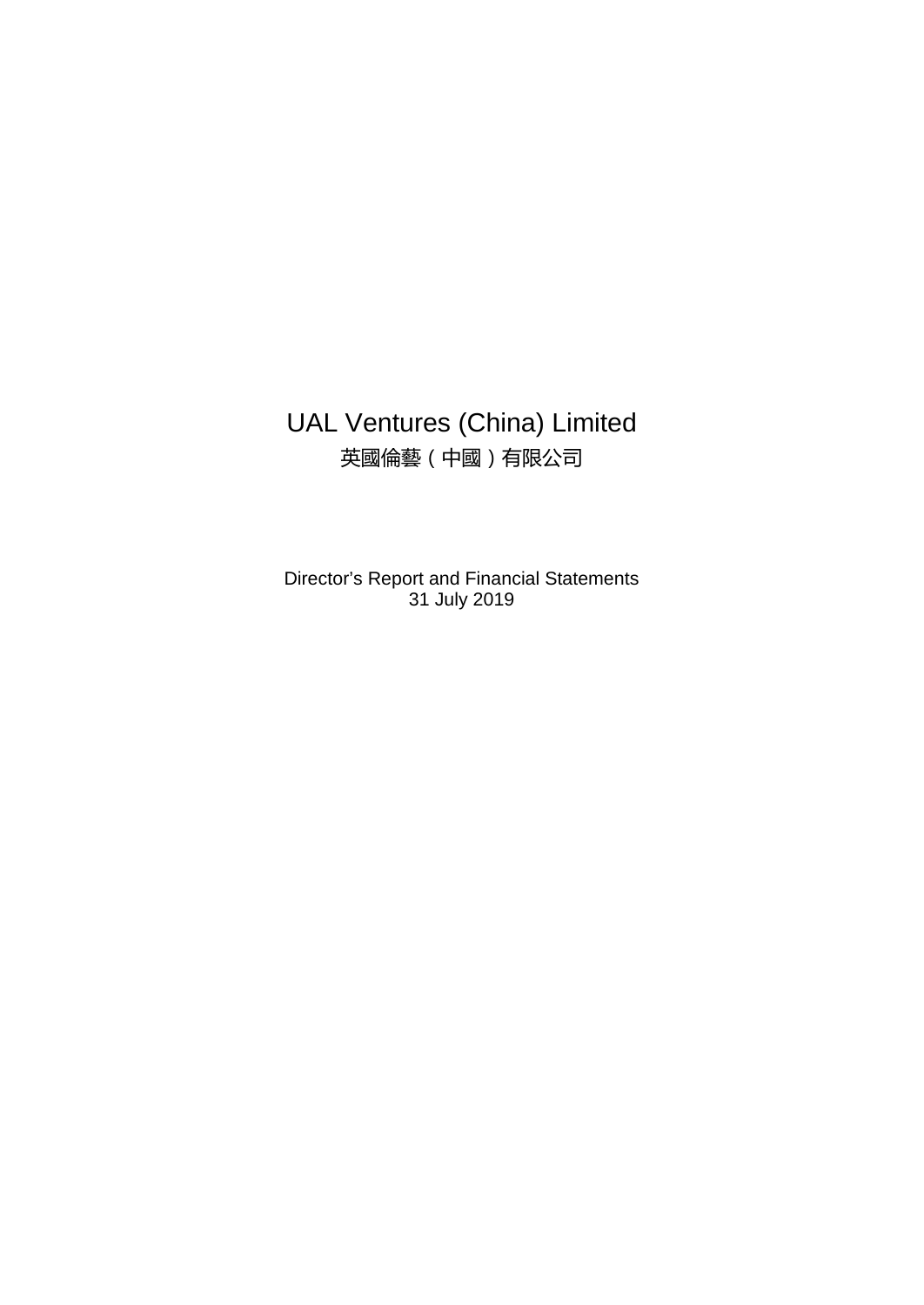# UAL Ventures (China) Limited

## 英國倫藝（中國）有限公司

Director’s Report and Financial Statements
31 July 2019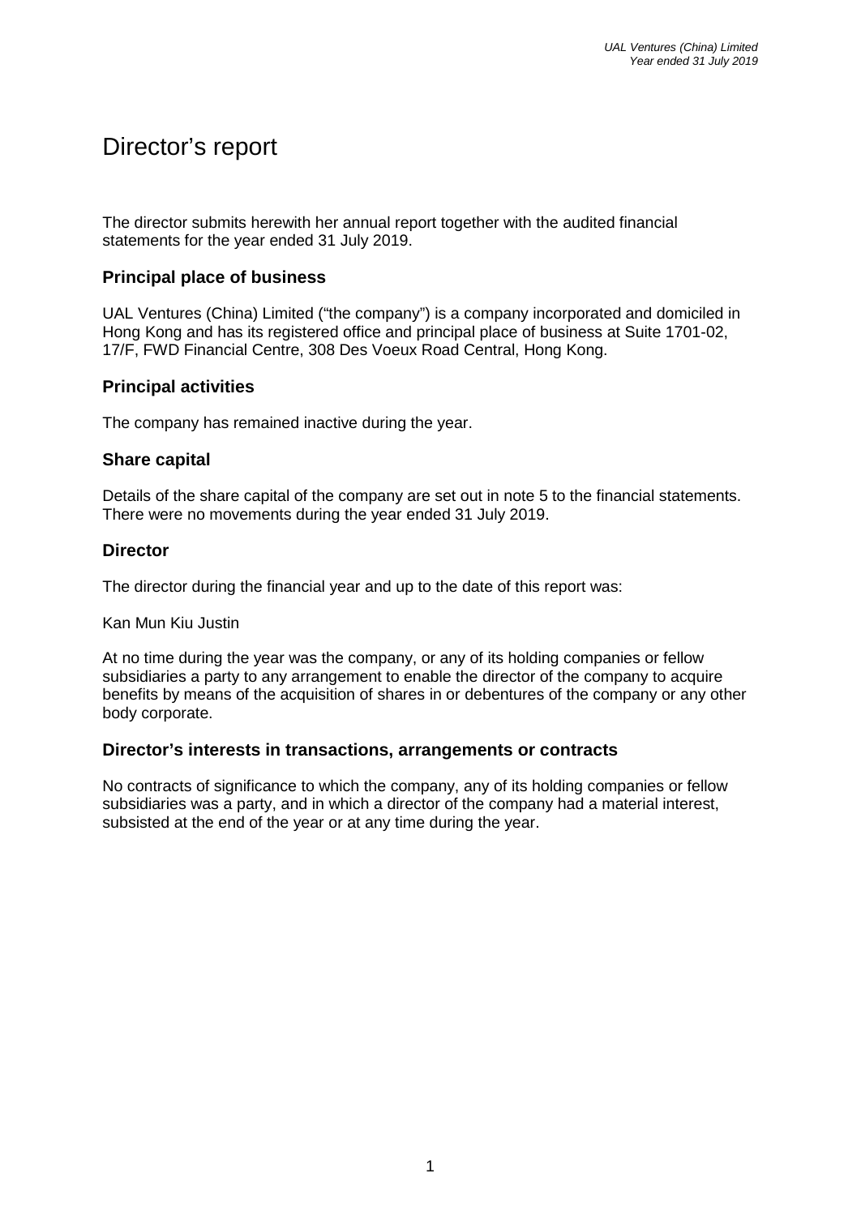# Director's report

The director submits herewith her annual report together with the audited financial statements for the year ended 31 July 2019.

## Principal place of business

UAL Ventures (China) Limited ("the company") is a company incorporated and domiciled in Hong Kong and has its registered office and principal place of business at Suite 1701-02, 17/F, FWD Financial Centre, 308 Des Voeux Road Central, Hong Kong.

## Principal activities

The company has remained inactive during the year.

## Share capital

Details of the share capital of the company are set out in note 5 to the financial statements. There were no movements during the year ended 31 July 2019.

## Director

The director during the financial year and up to the date of this report was:

Kan Mun Kiu Justin

At no time during the year was the company, or any of its holding companies or fellow subsidiaries a party to any arrangement to enable the director of the company to acquire benefits by means of the acquisition of shares in or debentures of the company or any other body corporate.

## Director's interests in transactions, arrangements or contracts

No contracts of significance to which the company, any of its holding companies or fellow subsidiaries was a party, and in which a director of the company had a material interest, subsisted at the end of the year or at any time during the year.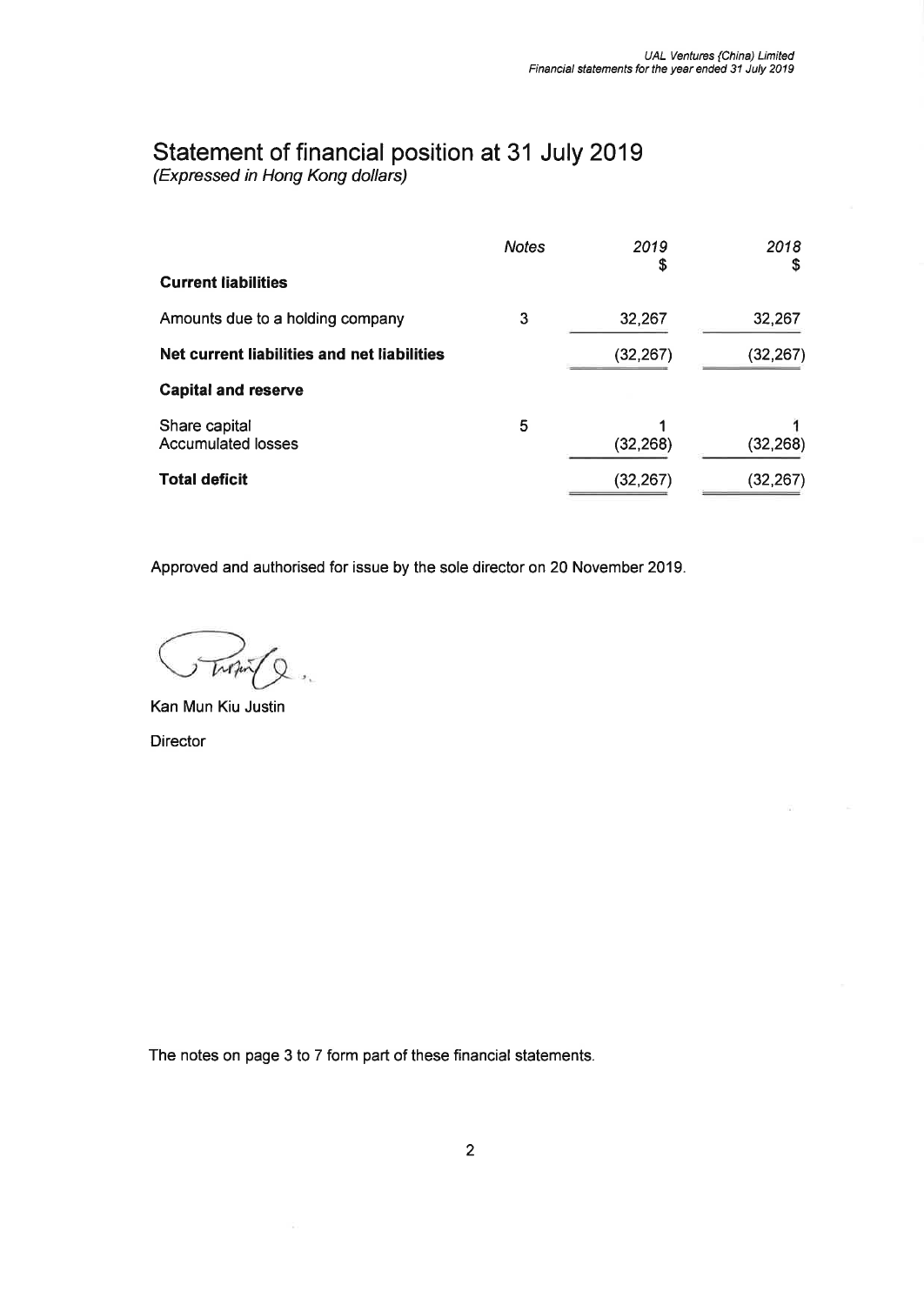# Statement of financial position at 31 July 2019

*(Expressed in Hong Kong dollars)*

| | *Notes* | *2019* $ | *2018* $ |
|---|---|---|---|
| **Current liabilities** | | | |
| Amounts due to a holding company | 3 | 32,267 | 32,267 |
| **Net current liabilities and net liabilities** | | (32,267) | (32,267) |
| **Capital and reserve** | | | |
| Share capital | 5 | 1 | 1 |
| Accumulated losses | | (32,268) | (32,268) |
| **Total deficit** | | (32,267) | (32,267) |

Approved and authorised for issue by the sole director on 20 November 2019.

Kan Mun Kiu Justin

Director

The notes on page 3 to 7 form part of these financial statements.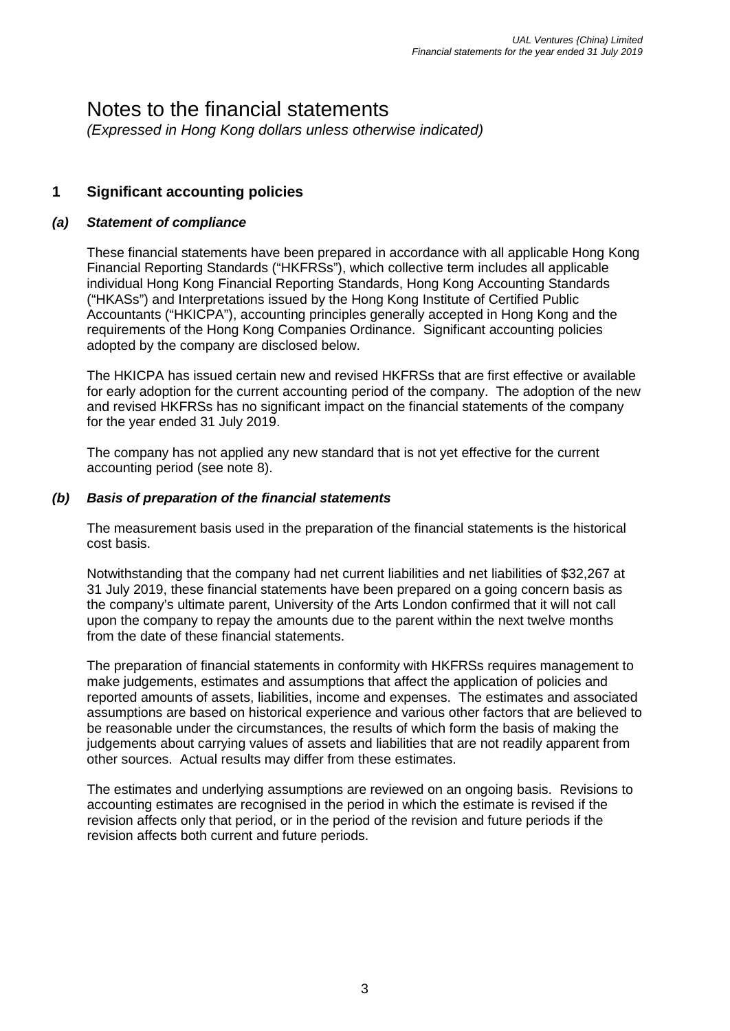# Notes to the financial statements

*(Expressed in Hong Kong dollars unless otherwise indicated)*

## 1 Significant accounting policies

### *(a) Statement of compliance*

These financial statements have been prepared in accordance with all applicable Hong Kong Financial Reporting Standards ("HKFRSs"), which collective term includes all applicable individual Hong Kong Financial Reporting Standards, Hong Kong Accounting Standards ("HKASs") and Interpretations issued by the Hong Kong Institute of Certified Public Accountants ("HKICPA"), accounting principles generally accepted in Hong Kong and the requirements of the Hong Kong Companies Ordinance. Significant accounting policies adopted by the company are disclosed below.

The HKICPA has issued certain new and revised HKFRSs that are first effective or available for early adoption for the current accounting period of the company. The adoption of the new and revised HKFRSs has no significant impact on the financial statements of the company for the year ended 31 July 2019.

The company has not applied any new standard that is not yet effective for the current accounting period (see note 8).

### *(b) Basis of preparation of the financial statements*

The measurement basis used in the preparation of the financial statements is the historical cost basis.

Notwithstanding that the company had net current liabilities and net liabilities of $32,267 at 31 July 2019, these financial statements have been prepared on a going concern basis as the company's ultimate parent, University of the Arts London confirmed that it will not call upon the company to repay the amounts due to the parent within the next twelve months from the date of these financial statements.

The preparation of financial statements in conformity with HKFRSs requires management to make judgements, estimates and assumptions that affect the application of policies and reported amounts of assets, liabilities, income and expenses. The estimates and associated assumptions are based on historical experience and various other factors that are believed to be reasonable under the circumstances, the results of which form the basis of making the judgements about carrying values of assets and liabilities that are not readily apparent from other sources. Actual results may differ from these estimates.

The estimates and underlying assumptions are reviewed on an ongoing basis. Revisions to accounting estimates are recognised in the period in which the estimate is revised if the revision affects only that period, or in the period of the revision and future periods if the revision affects both current and future periods.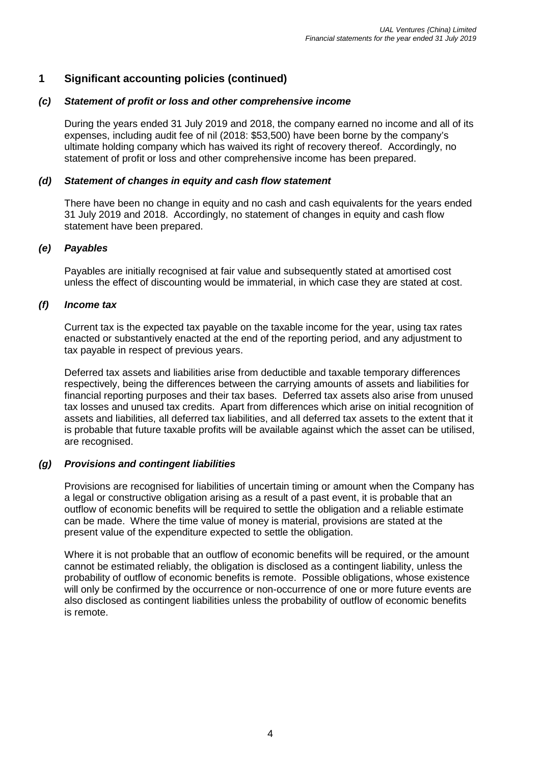## 1 Significant accounting policies (continued)

### *(c) Statement of profit or loss and other comprehensive income*

During the years ended 31 July 2019 and 2018, the company earned no income and all of its expenses, including audit fee of nil (2018: $53,500) have been borne by the company's ultimate holding company which has waived its right of recovery thereof. Accordingly, no statement of profit or loss and other comprehensive income has been prepared.

### *(d) Statement of changes in equity and cash flow statement*

There have been no change in equity and no cash and cash equivalents for the years ended 31 July 2019 and 2018. Accordingly, no statement of changes in equity and cash flow statement have been prepared.

### *(e) Payables*

Payables are initially recognised at fair value and subsequently stated at amortised cost unless the effect of discounting would be immaterial, in which case they are stated at cost.

### *(f) Income tax*

Current tax is the expected tax payable on the taxable income for the year, using tax rates enacted or substantively enacted at the end of the reporting period, and any adjustment to tax payable in respect of previous years.

Deferred tax assets and liabilities arise from deductible and taxable temporary differences respectively, being the differences between the carrying amounts of assets and liabilities for financial reporting purposes and their tax bases. Deferred tax assets also arise from unused tax losses and unused tax credits. Apart from differences which arise on initial recognition of assets and liabilities, all deferred tax liabilities, and all deferred tax assets to the extent that it is probable that future taxable profits will be available against which the asset can be utilised, are recognised.

### *(g) Provisions and contingent liabilities*

Provisions are recognised for liabilities of uncertain timing or amount when the Company has a legal or constructive obligation arising as a result of a past event, it is probable that an outflow of economic benefits will be required to settle the obligation and a reliable estimate can be made. Where the time value of money is material, provisions are stated at the present value of the expenditure expected to settle the obligation.

Where it is not probable that an outflow of economic benefits will be required, or the amount cannot be estimated reliably, the obligation is disclosed as a contingent liability, unless the probability of outflow of economic benefits is remote. Possible obligations, whose existence will only be confirmed by the occurrence or non-occurrence of one or more future events are also disclosed as contingent liabilities unless the probability of outflow of economic benefits is remote.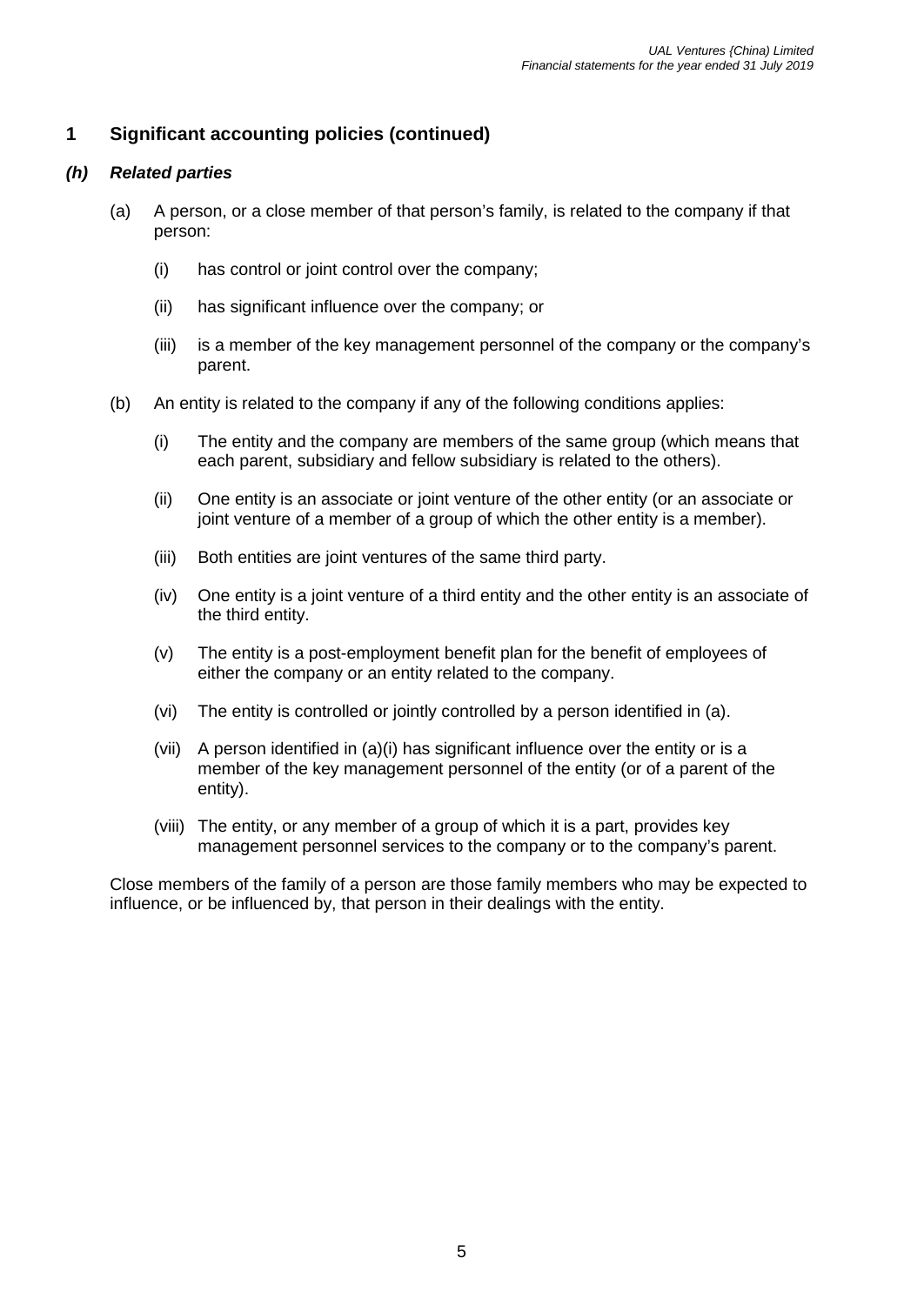## 1 Significant accounting policies (continued)

### *(h) Related parties*

(a) A person, or a close member of that person's family, is related to the company if that person:

  (i) has control or joint control over the company;

  (ii) has significant influence over the company; or

  (iii) is a member of the key management personnel of the company or the company's parent.

(b) An entity is related to the company if any of the following conditions applies:

  (i) The entity and the company are members of the same group (which means that each parent, subsidiary and fellow subsidiary is related to the others).

  (ii) One entity is an associate or joint venture of the other entity (or an associate or joint venture of a member of a group of which the other entity is a member).

  (iii) Both entities are joint ventures of the same third party.

  (iv) One entity is a joint venture of a third entity and the other entity is an associate of the third entity.

  (v) The entity is a post-employment benefit plan for the benefit of employees of either the company or an entity related to the company.

  (vi) The entity is controlled or jointly controlled by a person identified in (a).

  (vii) A person identified in (a)(i) has significant influence over the entity or is a member of the key management personnel of the entity (or of a parent of the entity).

  (viii) The entity, or any member of a group of which it is a part, provides key management personnel services to the company or to the company's parent.

Close members of the family of a person are those family members who may be expected to influence, or be influenced by, that person in their dealings with the entity.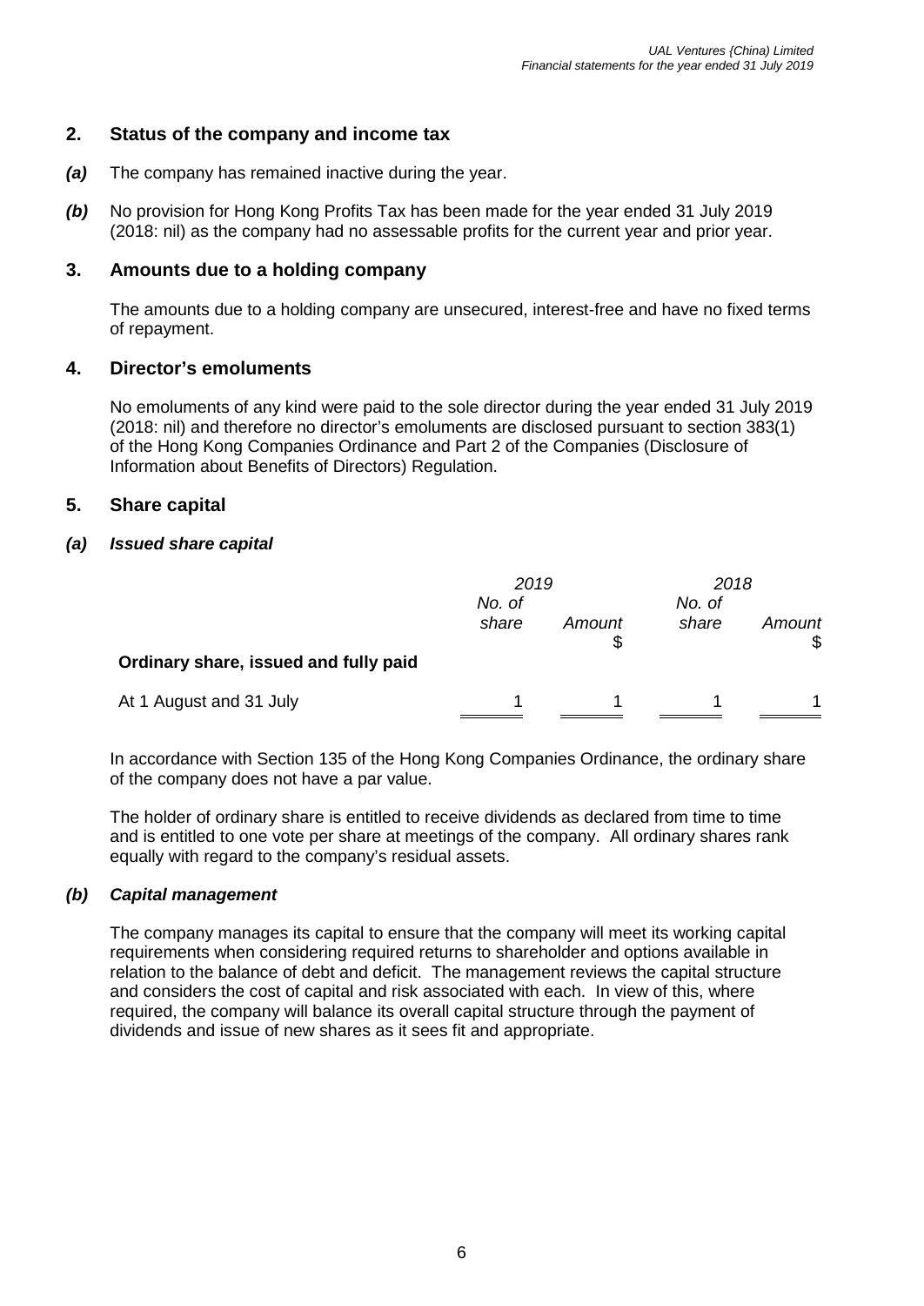## 2. Status of the company and income tax

***(a)*** The company has remained inactive during the year.

***(b)*** No provision for Hong Kong Profits Tax has been made for the year ended 31 July 2019 (2018: nil) as the company had no assessable profits for the current year and prior year.

## 3. Amounts due to a holding company

The amounts due to a holding company are unsecured, interest-free and have no fixed terms of repayment.

## 4. Director's emoluments

No emoluments of any kind were paid to the sole director during the year ended 31 July 2019 (2018: nil) and therefore no director's emoluments are disclosed pursuant to section 383(1) of the Hong Kong Companies Ordinance and Part 2 of the Companies (Disclosure of Information about Benefits of Directors) Regulation.

## 5. Share capital

### *(a) Issued share capital*

| | *2019* | | *2018* | |
|---|---|---|---|---|
| | *No. of share* | *Amount* $ | *No. of share* | *Amount* $ |
| **Ordinary share, issued and fully paid** | | | | |
| At 1 August and 31 July | 1 | 1 | 1 | 1 |

In accordance with Section 135 of the Hong Kong Companies Ordinance, the ordinary share of the company does not have a par value.

The holder of ordinary share is entitled to receive dividends as declared from time to time and is entitled to one vote per share at meetings of the company. All ordinary shares rank equally with regard to the company's residual assets.

### *(b) Capital management*

The company manages its capital to ensure that the company will meet its working capital requirements when considering required returns to shareholder and options available in relation to the balance of debt and deficit. The management reviews the capital structure and considers the cost of capital and risk associated with each. In view of this, where required, the company will balance its overall capital structure through the payment of dividends and issue of new shares as it sees fit and appropriate.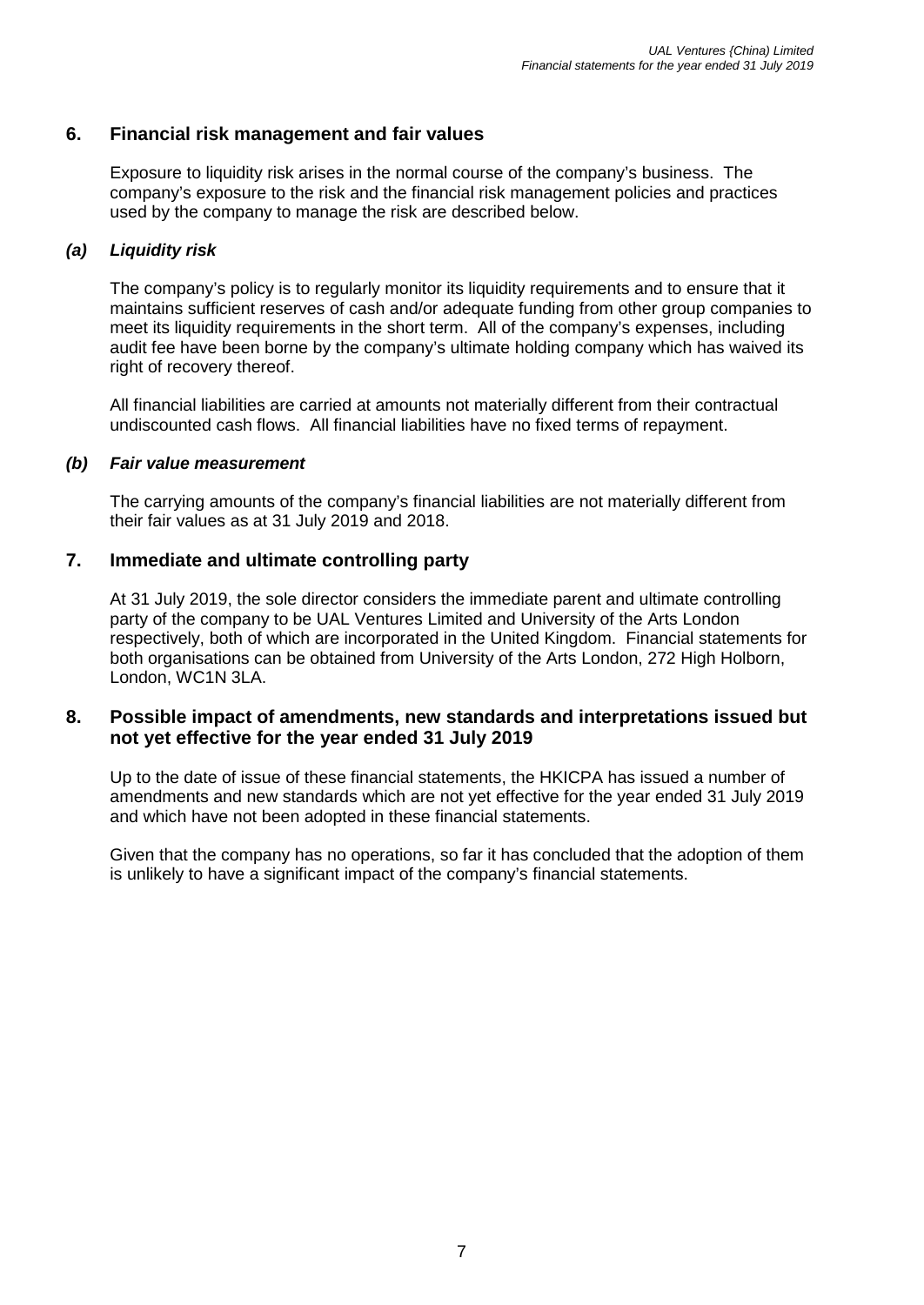## 6. Financial risk management and fair values

Exposure to liquidity risk arises in the normal course of the company's business. The company's exposure to the risk and the financial risk management policies and practices used by the company to manage the risk are described below.

### *(a) Liquidity risk*

The company's policy is to regularly monitor its liquidity requirements and to ensure that it maintains sufficient reserves of cash and/or adequate funding from other group companies to meet its liquidity requirements in the short term. All of the company's expenses, including audit fee have been borne by the company's ultimate holding company which has waived its right of recovery thereof.

All financial liabilities are carried at amounts not materially different from their contractual undiscounted cash flows. All financial liabilities have no fixed terms of repayment.

### *(b) Fair value measurement*

The carrying amounts of the company's financial liabilities are not materially different from their fair values as at 31 July 2019 and 2018.

## 7. Immediate and ultimate controlling party

At 31 July 2019, the sole director considers the immediate parent and ultimate controlling party of the company to be UAL Ventures Limited and University of the Arts London respectively, both of which are incorporated in the United Kingdom. Financial statements for both organisations can be obtained from University of the Arts London, 272 High Holborn, London, WC1N 3LA.

## 8. Possible impact of amendments, new standards and interpretations issued but not yet effective for the year ended 31 July 2019

Up to the date of issue of these financial statements, the HKICPA has issued a number of amendments and new standards which are not yet effective for the year ended 31 July 2019 and which have not been adopted in these financial statements.

Given that the company has no operations, so far it has concluded that the adoption of them is unlikely to have a significant impact of the company's financial statements.